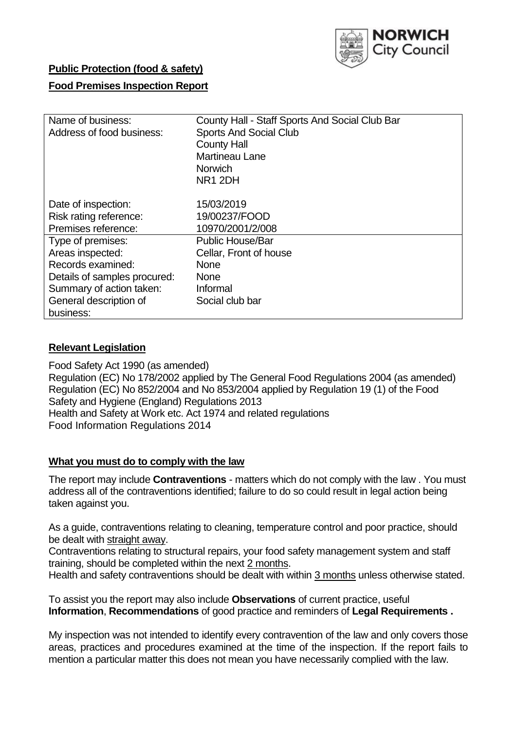NORWICH City Council

**Public Protection (food & safety)**

**Food Premises Inspection Report**

| | |
|---|---|
| Name of business: | County Hall - Staff Sports And Social Club Bar |
| Address of food business: | Sports And Social Club<br>County Hall<br>Martineau Lane<br>Norwich<br>NR1 2DH |
| Date of inspection: | 15/03/2019 |
| Risk rating reference: | 19/00237/FOOD |
| Premises reference: | 10970/2001/2/008 |
| Type of premises: | Public House/Bar |
| Areas inspected: | Cellar, Front of house |
| Records examined: | None |
| Details of samples procured: | None |
| Summary of action taken: | Informal |
| General description of business: | Social club bar |

## **Relevant Legislation**

Food Safety Act 1990 (as amended)
Regulation (EC) No 178/2002 applied by The General Food Regulations 2004 (as amended)
Regulation (EC) No 852/2004 and No 853/2004 applied by Regulation 19 (1) of the Food Safety and Hygiene (England) Regulations 2013
Health and Safety at Work etc. Act 1974 and related regulations
Food Information Regulations 2014

## **What you must do to comply with the law**

The report may include **Contraventions** - matters which do not comply with the law . You must address all of the contraventions identified; failure to do so could result in legal action being taken against you.

As a guide, contraventions relating to cleaning, temperature control and poor practice, should be dealt with straight away.

Contraventions relating to structural repairs, your food safety management system and staff training, should be completed within the next 2 months.

Health and safety contraventions should be dealt with within 3 months unless otherwise stated.

To assist you the report may also include **Observations** of current practice, useful **Information**, **Recommendations** of good practice and reminders of **Legal Requirements .**

My inspection was not intended to identify every contravention of the law and only covers those areas, practices and procedures examined at the time of the inspection. If the report fails to mention a particular matter this does not mean you have necessarily complied with the law.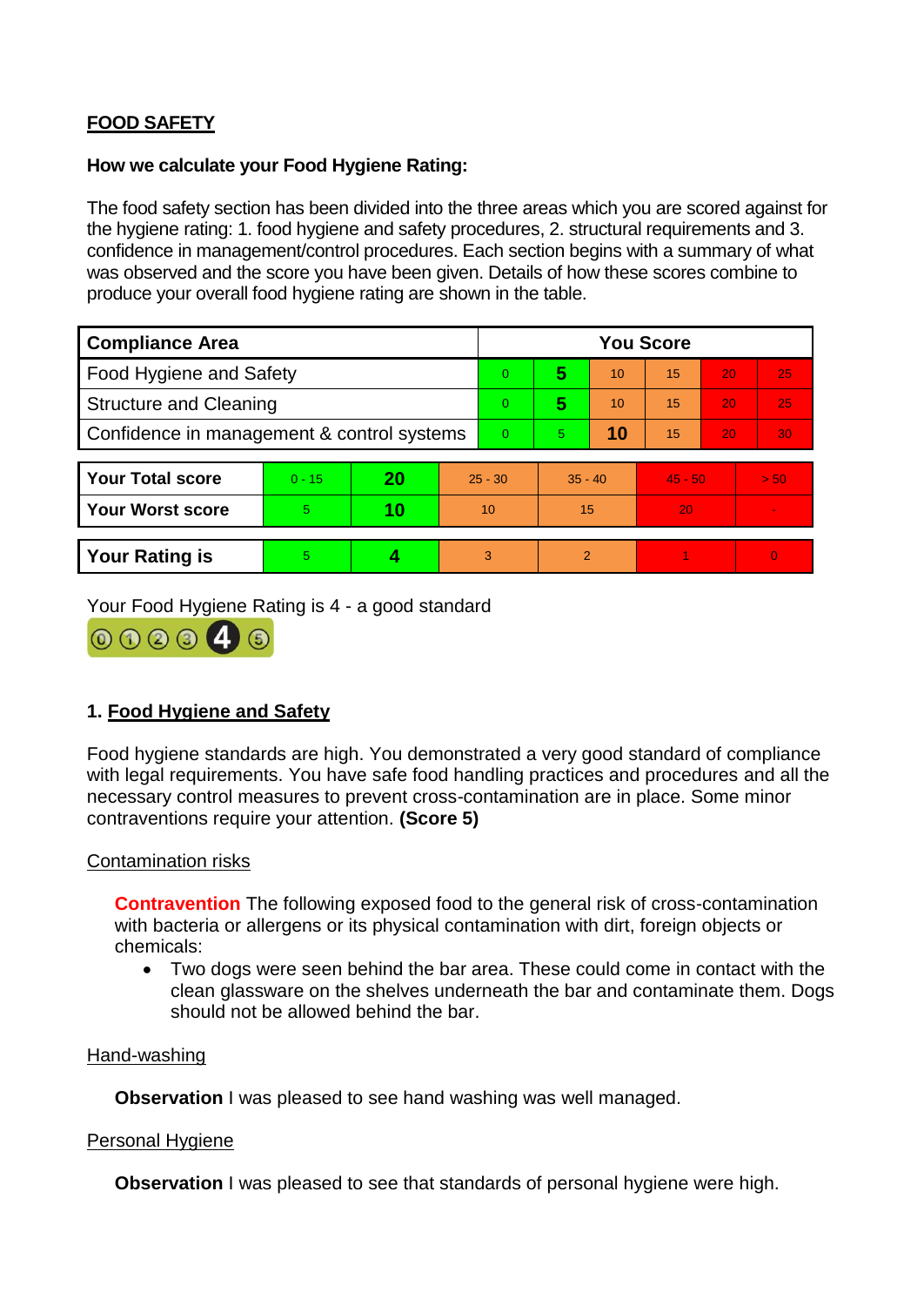## FOOD SAFETY

**How we calculate your Food Hygiene Rating:**

The food safety section has been divided into the three areas which you are scored against for the hygiene rating: 1. food hygiene and safety procedures, 2. structural requirements and 3. confidence in management/control procedures. Each section begins with a summary of what was observed and the score you have been given. Details of how these scores combine to produce your overall food hygiene rating are shown in the table.

| Compliance Area | You Score | | | | | |
|---|---|---|---|---|---|---|
| Food Hygiene and Safety | 0 | **5** | 10 | 15 | 20 | 25 |
| Structure and Cleaning | 0 | **5** | 10 | 15 | 20 | 25 |
| Confidence in management & control systems | 0 | 5 | **10** | 15 | 20 | 30 |

| | | | | | | |
|---|---|---|---|---|---|---|
| **Your Total score** | 0 - 15 | **20** | 25 - 30 | 35 - 40 | 45 - 50 | > 50 |
| **Your Worst score** | 5 | **10** | 10 | 15 | 20 | - |

| | | | | | | |
|---|---|---|---|---|---|---|
| **Your Rating is** | 5 | **4** | 3 | 2 | 1 | 0 |

Your Food Hygiene Rating is 4 - a good standard

### 1. Food Hygiene and Safety

Food hygiene standards are high. You demonstrated a very good standard of compliance with legal requirements. You have safe food handling practices and procedures and all the necessary control measures to prevent cross-contamination are in place. Some minor contraventions require your attention. **(Score 5)**

Contamination risks

**Contravention** The following exposed food to the general risk of cross-contamination with bacteria or allergens or its physical contamination with dirt, foreign objects or chemicals:

- Two dogs were seen behind the bar area. These could come in contact with the clean glassware on the shelves underneath the bar and contaminate them. Dogs should not be allowed behind the bar.

Hand-washing

**Observation** I was pleased to see hand washing was well managed.

Personal Hygiene

**Observation** I was pleased to see that standards of personal hygiene were high.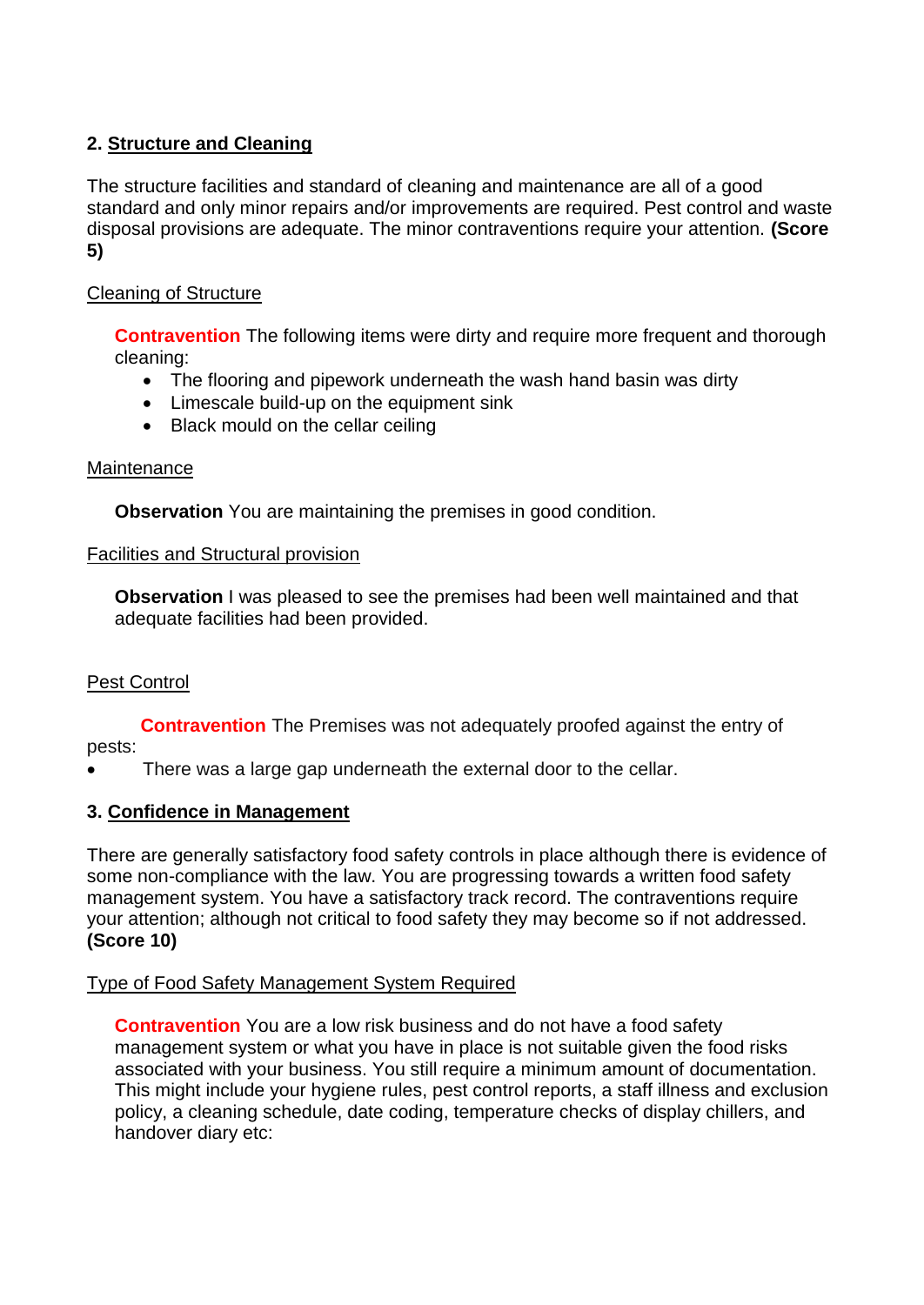## 2. Structure and Cleaning

The structure facilities and standard of cleaning and maintenance are all of a good standard and only minor repairs and/or improvements are required. Pest control and waste disposal provisions are adequate. The minor contraventions require your attention. **(Score 5)**

Cleaning of Structure

**Contravention** The following items were dirty and require more frequent and thorough cleaning:

- The flooring and pipework underneath the wash hand basin was dirty
- Limescale build-up on the equipment sink
- Black mould on the cellar ceiling

Maintenance

**Observation** You are maintaining the premises in good condition.

Facilities and Structural provision

**Observation** I was pleased to see the premises had been well maintained and that adequate facilities had been provided.

Pest Control

**Contravention** The Premises was not adequately proofed against the entry of pests:

- There was a large gap underneath the external door to the cellar.

## 3. Confidence in Management

There are generally satisfactory food safety controls in place although there is evidence of some non-compliance with the law. You are progressing towards a written food safety management system. You have a satisfactory track record. The contraventions require your attention; although not critical to food safety they may become so if not addressed. **(Score 10)**

Type of Food Safety Management System Required

**Contravention** You are a low risk business and do not have a food safety management system or what you have in place is not suitable given the food risks associated with your business. You still require a minimum amount of documentation. This might include your hygiene rules, pest control reports, a staff illness and exclusion policy, a cleaning schedule, date coding, temperature checks of display chillers, and handover diary etc: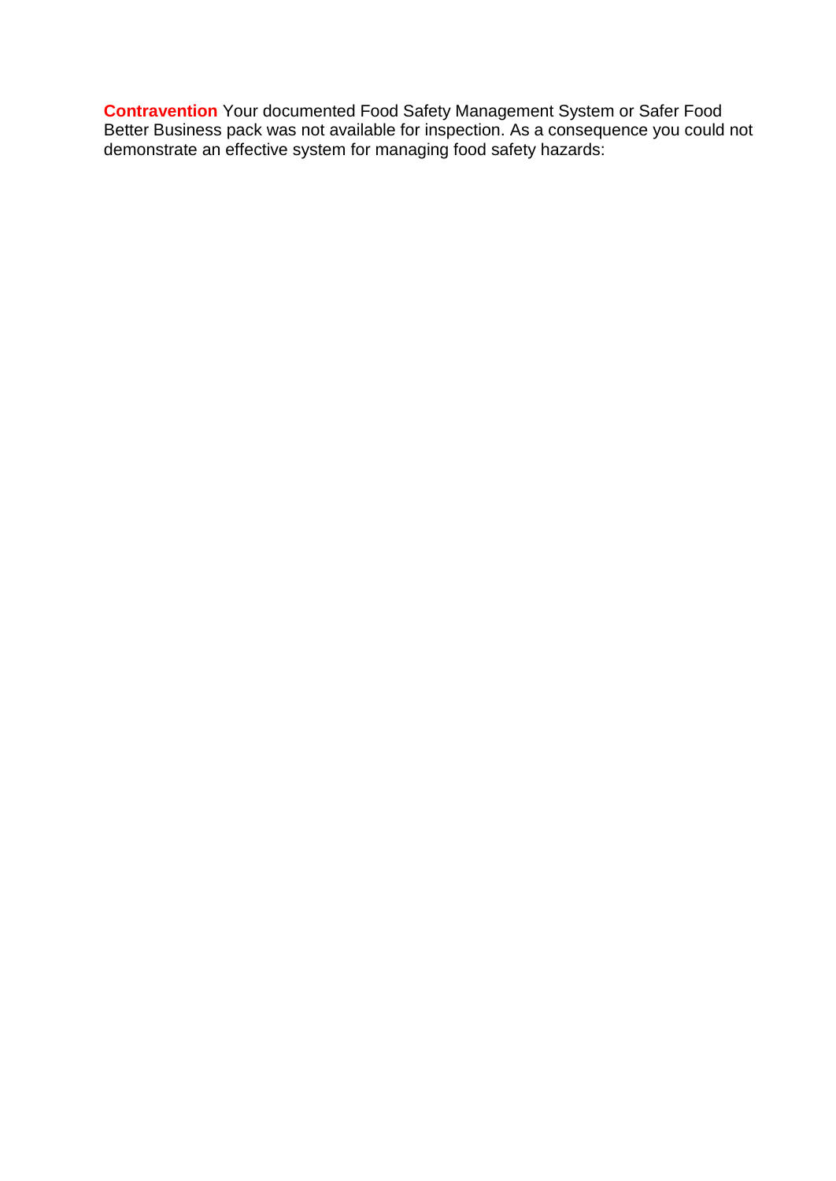**Contravention** Your documented Food Safety Management System or Safer Food Better Business pack was not available for inspection. As a consequence you could not demonstrate an effective system for managing food safety hazards: